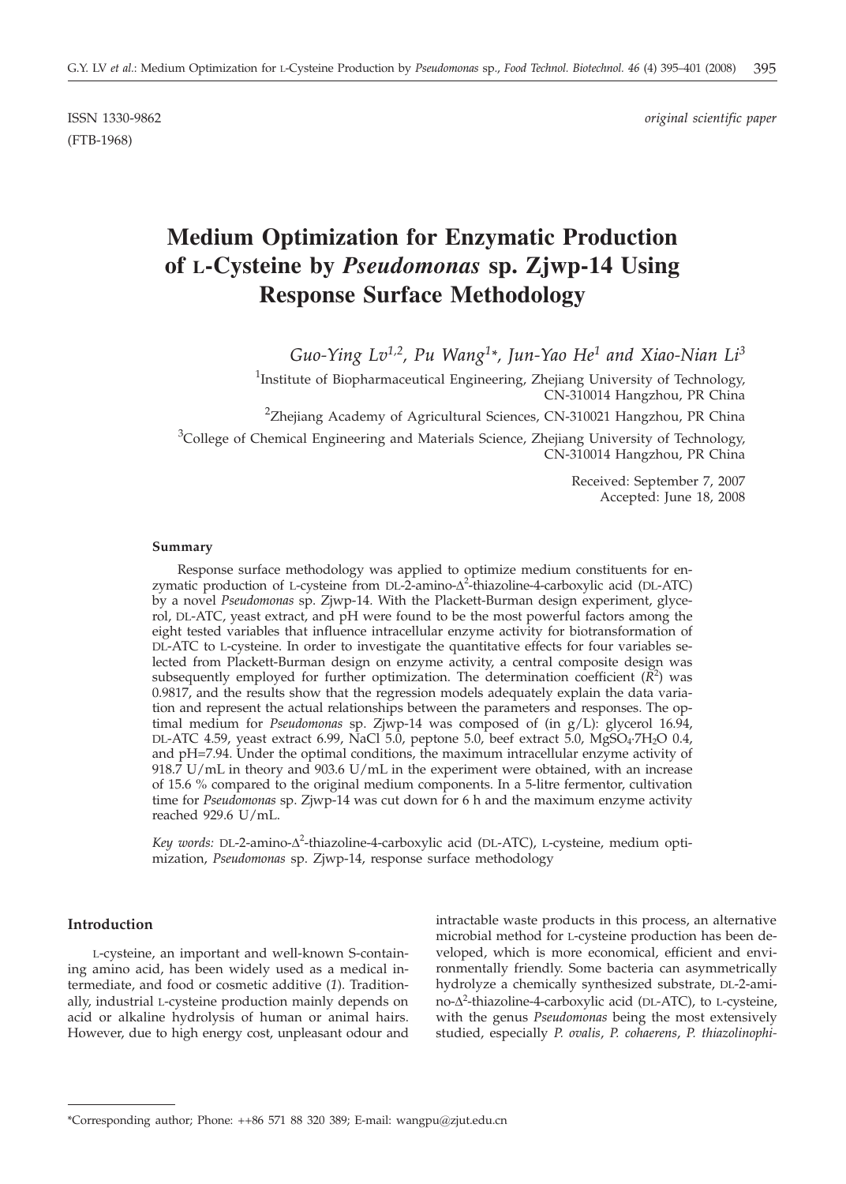ISSN 1330-9862 *original scientific paper*
(FTB-1968)

# Medium Optimization for Enzymatic Production of L-Cysteine by *Pseudomonas* sp. Zjwp-14 Using Response Surface Methodology

*Guo-Ying Lv*[1,2]*, Pu Wang*[1]*\*, Jun-Yao He*[1] *and Xiao-Nian Li*[3]

[1]Institute of Biopharmaceutical Engineering, Zhejiang University of Technology, CN-310014 Hangzhou, PR China

[2]Zhejiang Academy of Agricultural Sciences, CN-310021 Hangzhou, PR China

[3]College of Chemical Engineering and Materials Science, Zhejiang University of Technology, CN-310014 Hangzhou, PR China

Received: September 7, 2007
Accepted: June 18, 2008

### Summary

Response surface methodology was applied to optimize medium constituents for enzymatic production of L-cysteine from DL-2-amino-$\Delta^2$-thiazoline-4-carboxylic acid (DL-ATC) by a novel *Pseudomonas* sp. Zjwp-14. With the Plackett-Burman design experiment, glycerol, DL-ATC, yeast extract, and pH were found to be the most powerful factors among the eight tested variables that influence intracellular enzyme activity for biotransformation of DL-ATC to L-cysteine. In order to investigate the quantitative effects for four variables selected from Plackett-Burman design on enzyme activity, a central composite design was subsequently employed for further optimization. The determination coefficient ($R^2$) was 0.9817, and the results show that the regression models adequately explain the data variation and represent the actual relationships between the parameters and responses. The optimal medium for *Pseudomonas* sp. Zjwp-14 was composed of (in g/L): glycerol 16.94, DL-ATC 4.59, yeast extract 6.99, NaCl 5.0, peptone 5.0, beef extract 5.0, $MgSO_4 \cdot 7H_2O$ 0.4, and pH=7.94. Under the optimal conditions, the maximum intracellular enzyme activity of 918.7 U/mL in theory and 903.6 U/mL in the experiment were obtained, with an increase of 15.6 % compared to the original medium components. In a 5-litre fermentor, cultivation time for *Pseudomonas* sp. Zjwp-14 was cut down for 6 h and the maximum enzyme activity reached 929.6 U/mL.

*Key words:* DL-2-amino-$\Delta^2$-thiazoline-4-carboxylic acid (DL-ATC), L-cysteine, medium optimization, *Pseudomonas* sp. Zjwp-14, response surface methodology

### Introduction

L-cysteine, an important and well-known S-containing amino acid, has been widely used as a medical intermediate, and food or cosmetic additive (*1*). Traditionally, industrial L-cysteine production mainly depends on acid or alkaline hydrolysis of human or animal hairs. However, due to high energy cost, unpleasant odour and intractable waste products in this process, an alternative microbial method for L-cysteine production has been developed, which is more economical, efficient and environmentally friendly. Some bacteria can asymmetrically hydrolyze a chemically synthesized substrate, DL-2-amino-$\Delta^2$-thiazoline-4-carboxylic acid (DL-ATC), to L-cysteine, with the genus *Pseudomonas* being the most extensively studied, especially *P. ovalis*, *P. cohaerens*, *P. thiazolinophi-*

\*Corresponding author; Phone: ++86 571 88 320 389; E-mail: wangpu@zjut.edu.cn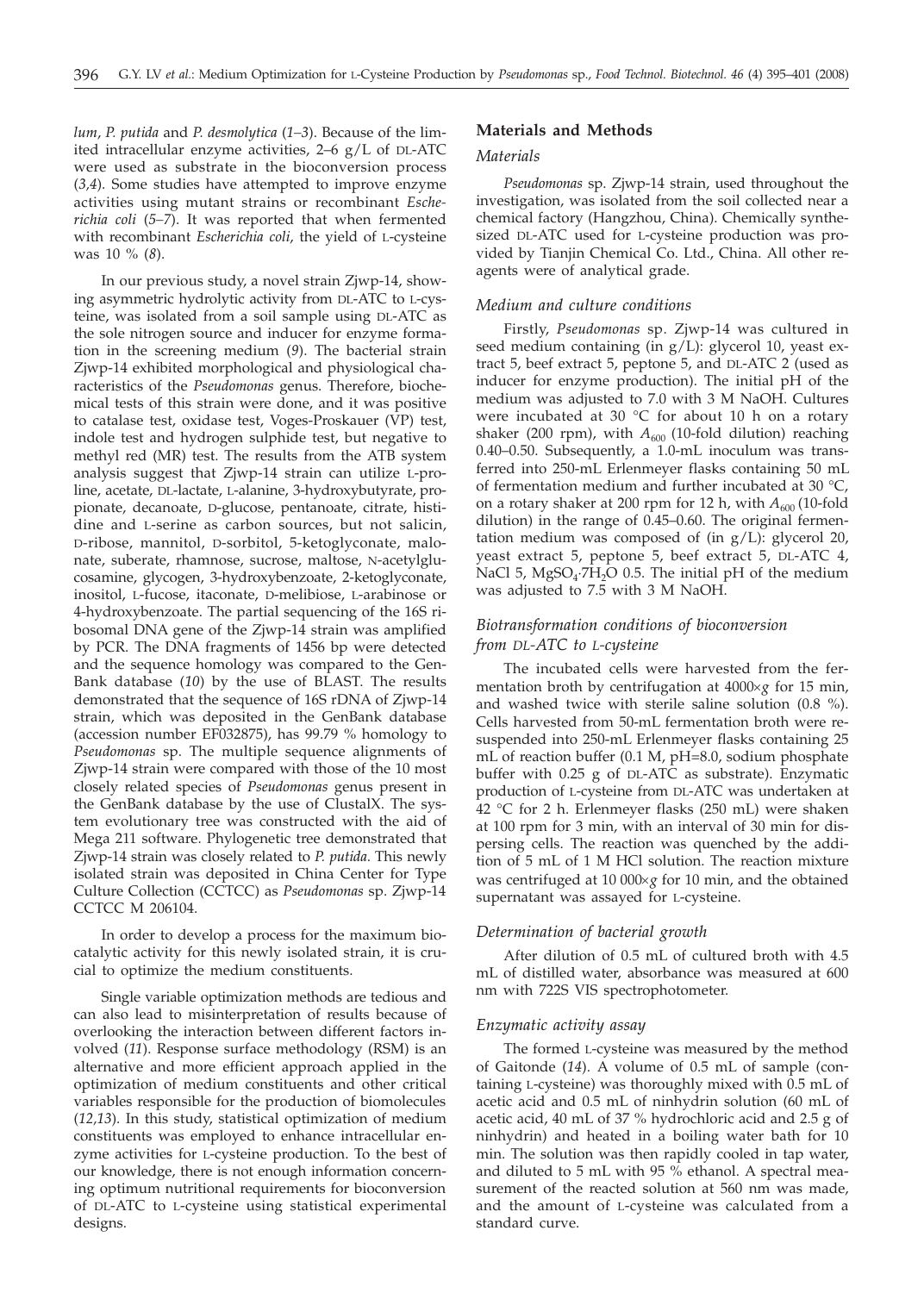*lum*, *P. putida* and *P. desmolytica* (*1–3*). Because of the limited intracellular enzyme activities, 2–6 g/L of DL-ATC were used as substrate in the bioconversion process (*3,4*). Some studies have attempted to improve enzyme activities using mutant strains or recombinant *Escherichia coli* (*5–7*). It was reported that when fermented with recombinant *Escherichia coli*, the yield of L-cysteine was 10 % (*8*).

In our previous study, a novel strain Zjwp-14, showing asymmetric hydrolytic activity from DL-ATC to L-cysteine, was isolated from a soil sample using DL-ATC as the sole nitrogen source and inducer for enzyme formation in the screening medium (*9*). The bacterial strain Zjwp-14 exhibited morphological and physiological characteristics of the *Pseudomonas* genus. Therefore, biochemical tests of this strain were done, and it was positive to catalase test, oxidase test, Voges-Proskauer (VP) test, indole test and hydrogen sulphide test, but negative to methyl red (MR) test. The results from the ATB system analysis suggest that Zjwp-14 strain can utilize L-proline, acetate, DL-lactate, L-alanine, 3-hydroxybutyrate, propionate, decanoate, D-glucose, pentanoate, citrate, histidine and L-serine as carbon sources, but not salicin, D-ribose, mannitol, D-sorbitol, 5-ketoglyconate, malonate, suberate, rhamnose, sucrose, maltose, N-acetylglucosamine, glycogen, 3-hydroxybenzoate, 2-ketoglyconate, inositol, L-fucose, itaconate, D-melibiose, L-arabinose or 4-hydroxybenzoate. The partial sequencing of the 16S ribosomal DNA gene of the Zjwp-14 strain was amplified by PCR. The DNA fragments of 1456 bp were detected and the sequence homology was compared to the GenBank database (*10*) by the use of BLAST. The results demonstrated that the sequence of 16S rDNA of Zjwp-14 strain, which was deposited in the GenBank database (accession number EF032875), has 99.79 % homology to *Pseudomonas* sp. The multiple sequence alignments of Zjwp-14 strain were compared with those of the 10 most closely related species of *Pseudomonas* genus present in the GenBank database by the use of ClustalX. The system evolutionary tree was constructed with the aid of Mega 211 software. Phylogenetic tree demonstrated that Zjwp-14 strain was closely related to *P. putida*. This newly isolated strain was deposited in China Center for Type Culture Collection (CCTCC) as *Pseudomonas* sp. Zjwp-14 CCTCC M 206104.

In order to develop a process for the maximum biocatalytic activity for this newly isolated strain, it is crucial to optimize the medium constituents.

Single variable optimization methods are tedious and can also lead to misinterpretation of results because of overlooking the interaction between different factors involved (*11*). Response surface methodology (RSM) is an alternative and more efficient approach applied in the optimization of medium constituents and other critical variables responsible for the production of biomolecules (*12,13*). In this study, statistical optimization of medium constituents was employed to enhance intracellular enzyme activities for L-cysteine production. To the best of our knowledge, there is not enough information concerning optimum nutritional requirements for bioconversion of DL-ATC to L-cysteine using statistical experimental designs.

## Materials and Methods

### *Materials*

*Pseudomonas* sp. Zjwp-14 strain, used throughout the investigation, was isolated from the soil collected near a chemical factory (Hangzhou, China). Chemically synthesized DL-ATC used for L-cysteine production was provided by Tianjin Chemical Co. Ltd., China. All other reagents were of analytical grade.

### *Medium and culture conditions*

Firstly, *Pseudomonas* sp. Zjwp-14 was cultured in seed medium containing (in g/L): glycerol 10, yeast extract 5, beef extract 5, peptone 5, and DL-ATC 2 (used as inducer for enzyme production). The initial pH of the medium was adjusted to 7.0 with 3 M NaOH. Cultures were incubated at 30 °C for about 10 h on a rotary shaker (200 rpm), with $A_{600}$ (10-fold dilution) reaching 0.40–0.50. Subsequently, a 1.0-mL inoculum was transferred into 250-mL Erlenmeyer flasks containing 50 mL of fermentation medium and further incubated at 30 °C, on a rotary shaker at 200 rpm for 12 h, with $A_{600}$ (10-fold dilution) in the range of 0.45–0.60. The original fermentation medium was composed of (in g/L): glycerol 20, yeast extract 5, peptone 5, beef extract 5, DL-ATC 4, NaCl 5, $MgSO_4 \cdot 7H_2O$ 0.5. The initial pH of the medium was adjusted to 7.5 with 3 M NaOH.

### *Biotransformation conditions of bioconversion from DL-ATC to L-cysteine*

The incubated cells were harvested from the fermentation broth by centrifugation at 4000×*g* for 15 min, and washed twice with sterile saline solution (0.8 %). Cells harvested from 50-mL fermentation broth were resuspended into 250-mL Erlenmeyer flasks containing 25 mL of reaction buffer (0.1 M, pH=8.0, sodium phosphate buffer with 0.25 g of DL-ATC as substrate). Enzymatic production of L-cysteine from DL-ATC was undertaken at 42 °C for 2 h. Erlenmeyer flasks (250 mL) were shaken at 100 rpm for 3 min, with an interval of 30 min for dispersing cells. The reaction was quenched by the addition of 5 mL of 1 M HCl solution. The reaction mixture was centrifuged at 10 000×*g* for 10 min, and the obtained supernatant was assayed for L-cysteine.

### *Determination of bacterial growth*

After dilution of 0.5 mL of cultured broth with 4.5 mL of distilled water, absorbance was measured at 600 nm with 722S VIS spectrophotometer.

### *Enzymatic activity assay*

The formed L-cysteine was measured by the method of Gaitonde (*14*). A volume of 0.5 mL of sample (containing L-cysteine) was thoroughly mixed with 0.5 mL of acetic acid and 0.5 mL of ninhydrin solution (60 mL of acetic acid, 40 mL of 37 % hydrochloric acid and 2.5 g of ninhydrin) and heated in a boiling water bath for 10 min. The solution was then rapidly cooled in tap water, and diluted to 5 mL with 95 % ethanol. A spectral measurement of the reacted solution at 560 nm was made, and the amount of L-cysteine was calculated from a standard curve.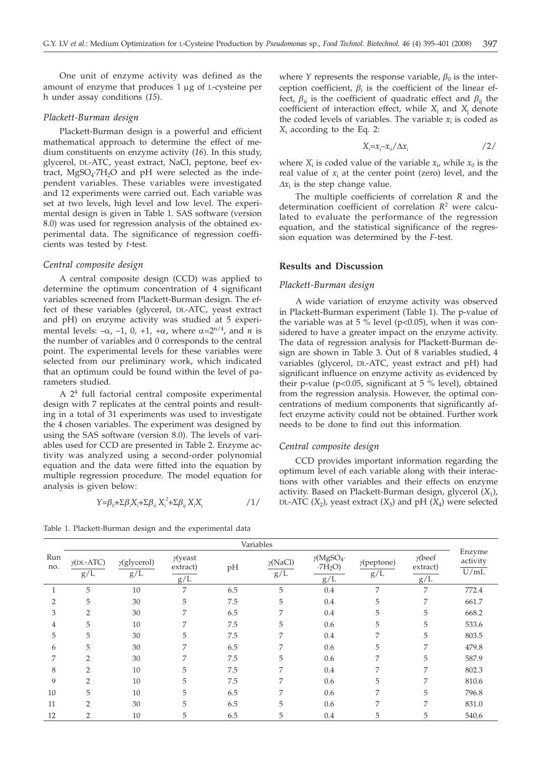One unit of enzyme activity was defined as the amount of enzyme that produces 1 μg of L-cysteine per h under assay conditions (*15*).

### *Plackett-Burman design*

Plackett-Burman design is a powerful and efficient mathematical approach to determine the effect of medium constituents on enzyme activity (*16*). In this study, glycerol, DL-ATC, yeast extract, NaCl, peptone, beef extract, $MgSO_4 \cdot 7H_2O$ and pH were selected as the independent variables. These variables were investigated and 12 experiments were carried out. Each variable was set at two levels, high level and low level. The experimental design is given in Table 1. SAS software (version 8.0) was used for regression analysis of the obtained experimental data. The significance of regression coefficients was tested by *t*-test.

### *Central composite design*

A central composite design (CCD) was applied to determine the optimum concentration of 4 significant variables screened from Plackett-Burman design. The effect of these variables (glycerol, DL-ATC, yeast extract and pH) on enzyme activity was studied at 5 experimental levels: $-\alpha$, $-1$, 0, $+1$, $+\alpha$, where $\alpha=2^{n/4}$, and *n* is the number of variables and 0 corresponds to the central point. The experimental levels for these variables were selected from our preliminary work, which indicated that an optimum could be found within the level of parameters studied.

A $2^4$ full factorial central composite experimental design with 7 replicates at the central points and resulting in a total of 31 experiments was used to investigate the 4 chosen variables. The experiment was designed by using the SAS software (version 8.0). The levels of variables used for CCD are presented in Table 2. Enzyme activity was analyzed using a second-order polynomial equation and the data were fitted into the equation by multiple regression procedure. The model equation for analysis is given below:

$$Y=\beta_0+\Sigma\beta_i X_i+\Sigma\beta_{ii} X_i^2+\Sigma\beta_{ij} X_i X_j \qquad /1/$$

where *Y* represents the response variable, $\beta_0$ is the interception coefficient, $\beta_i$ is the coefficient of the linear effect, $\beta_{ii}$ is the coefficient of quadratic effect and $\beta_{ij}$ the coefficient of interaction effect, while $X_i$ and $X_j$ denote the coded levels of variables. The variable $x_i$ is coded as $X_i$ according to the Eq. 2:

$$X_i=x_i-x_0/\Delta x_i \qquad /2/$$

where $X_i$ is coded value of the variable $x_i$, while $x_0$ is the real value of $x_i$ at the center point (zero) level, and the $\Delta x_i$ is the step change value.

The multiple coefficients of correlation *R* and the determination coefficient of correlation $R^2$ were calculated to evaluate the performance of the regression equation, and the statistical significance of the regression equation was determined by the *F*-test.

## Results and Discussion

### *Plackett-Burman design*

A wide variation of enzyme activity was observed in Plackett-Burman experiment (Table 1). The p-value of the variable was at 5 % level ($p<0.05$), when it was considered to have a greater impact on the enzyme activity. The data of regression analysis for Plackett-Burman design are shown in Table 3. Out of 8 variables studied, 4 variables (glycerol, DL-ATC, yeast extract and pH) had significant influence on enzyme activity as evidenced by their p-value ($p<0.05$, significant at 5 % level), obtained from the regression analysis. However, the optimal concentrations of medium components that significantly affect enzyme activity could not be obtained. Further work needs to be done to find out this information.

### *Central composite design*

CCD provides important information regarding the optimum level of each variable along with their interactions with other variables and their effects on enzyme activity. Based on Plackett-Burman design, glycerol ($X_1$), DL-ATC ($X_2$), yeast extract ($X_3$) and pH ($X_4$) were selected

Table 1. Plackett-Burman design and the experimental data

| Run no. | Variables | | | | | | | | Enzyme activity U/mL |
|---|---|---|---|---|---|---|---|---|---|
| | γ(DL-ATC) g/L | γ(glycerol) g/L | γ(yeast extract) g/L | pH | γ(NaCl) g/L | γ($MgSO_4 \cdot 7H_2O$) g/L | γ(peptone) g/L | γ(beef extract) g/L | |
| 1 | 5 | 10 | 7 | 6.5 | 5 | 0.4 | 7 | 7 | 772.4 |
| 2 | 5 | 30 | 5 | 7.5 | 5 | 0.4 | 5 | 7 | 661.7 |
| 3 | 2 | 30 | 7 | 6.5 | 7 | 0.4 | 5 | 5 | 668.2 |
| 4 | 5 | 10 | 7 | 7.5 | 5 | 0.6 | 5 | 5 | 533.6 |
| 5 | 5 | 30 | 5 | 7.5 | 7 | 0.4 | 7 | 5 | 803.5 |
| 6 | 5 | 30 | 7 | 6.5 | 7 | 0.6 | 5 | 7 | 479.8 |
| 7 | 2 | 30 | 7 | 7.5 | 5 | 0.6 | 7 | 5 | 587.9 |
| 8 | 2 | 10 | 5 | 7.5 | 7 | 0.4 | 7 | 7 | 802.3 |
| 9 | 2 | 10 | 5 | 7.5 | 7 | 0.6 | 5 | 7 | 810.6 |
| 10 | 5 | 10 | 5 | 6.5 | 7 | 0.6 | 7 | 5 | 796.8 |
| 11 | 2 | 30 | 5 | 6.5 | 5 | 0.6 | 7 | 7 | 831.0 |
| 12 | 2 | 10 | 5 | 6.5 | 5 | 0.4 | 5 | 5 | 540.6 |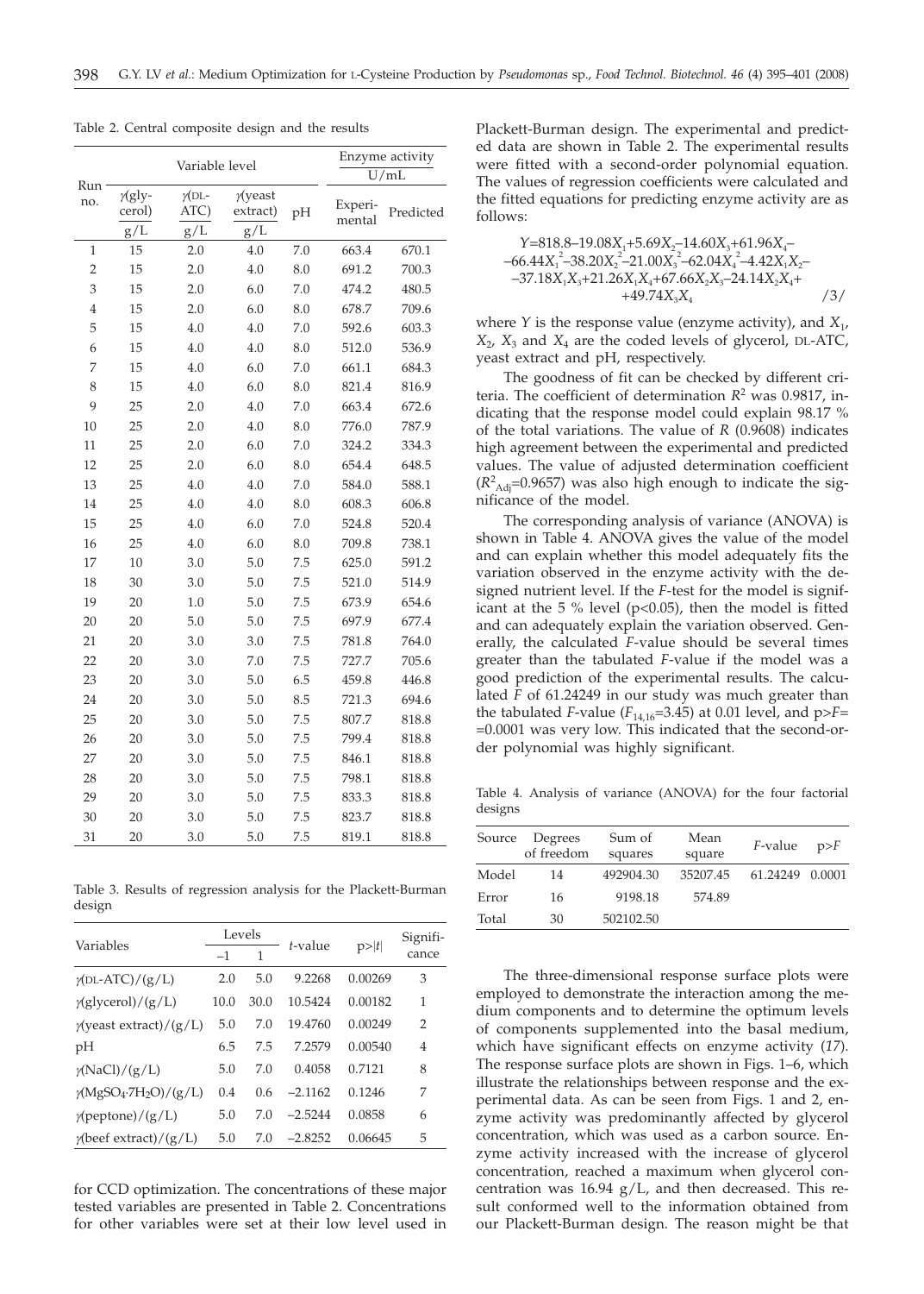Table 2. Central composite design and the results

| Run no. | Variable level | | | | Enzyme activity U/mL | |
|---|---|---|---|---|---|---|
| | γ(glycerol) g/L | γ(DL-ATC) g/L | γ(yeast extract) g/L | pH | Experimental | Predicted |
| 1 | 15 | 2.0 | 4.0 | 7.0 | 663.4 | 670.1 |
| 2 | 15 | 2.0 | 4.0 | 8.0 | 691.2 | 700.3 |
| 3 | 15 | 2.0 | 6.0 | 7.0 | 474.2 | 480.5 |
| 4 | 15 | 2.0 | 6.0 | 8.0 | 678.7 | 709.6 |
| 5 | 15 | 4.0 | 4.0 | 7.0 | 592.6 | 603.3 |
| 6 | 15 | 4.0 | 4.0 | 8.0 | 512.0 | 536.9 |
| 7 | 15 | 4.0 | 6.0 | 7.0 | 661.1 | 684.3 |
| 8 | 15 | 4.0 | 6.0 | 8.0 | 821.4 | 816.9 |
| 9 | 25 | 2.0 | 4.0 | 7.0 | 663.4 | 672.6 |
| 10 | 25 | 2.0 | 4.0 | 8.0 | 776.0 | 787.9 |
| 11 | 25 | 2.0 | 6.0 | 7.0 | 324.2 | 334.3 |
| 12 | 25 | 2.0 | 6.0 | 8.0 | 654.4 | 648.5 |
| 13 | 25 | 4.0 | 4.0 | 7.0 | 584.0 | 588.1 |
| 14 | 25 | 4.0 | 4.0 | 8.0 | 608.3 | 606.8 |
| 15 | 25 | 4.0 | 6.0 | 7.0 | 524.8 | 520.4 |
| 16 | 25 | 4.0 | 6.0 | 8.0 | 709.8 | 738.1 |
| 17 | 10 | 3.0 | 5.0 | 7.5 | 625.0 | 591.2 |
| 18 | 30 | 3.0 | 5.0 | 7.5 | 521.0 | 514.9 |
| 19 | 20 | 1.0 | 5.0 | 7.5 | 673.9 | 654.6 |
| 20 | 20 | 5.0 | 5.0 | 7.5 | 697.9 | 677.4 |
| 21 | 20 | 3.0 | 3.0 | 7.5 | 781.8 | 764.0 |
| 22 | 20 | 3.0 | 7.0 | 7.5 | 727.7 | 705.6 |
| 23 | 20 | 3.0 | 5.0 | 6.5 | 459.8 | 446.8 |
| 24 | 20 | 3.0 | 5.0 | 8.5 | 721.3 | 694.6 |
| 25 | 20 | 3.0 | 5.0 | 7.5 | 807.7 | 818.8 |
| 26 | 20 | 3.0 | 5.0 | 7.5 | 799.4 | 818.8 |
| 27 | 20 | 3.0 | 5.0 | 7.5 | 846.1 | 818.8 |
| 28 | 20 | 3.0 | 5.0 | 7.5 | 798.1 | 818.8 |
| 29 | 20 | 3.0 | 5.0 | 7.5 | 833.3 | 818.8 |
| 30 | 20 | 3.0 | 5.0 | 7.5 | 823.7 | 818.8 |
| 31 | 20 | 3.0 | 5.0 | 7.5 | 819.1 | 818.8 |

Table 3. Results of regression analysis for the Plackett-Burman design

| Variables | Levels | | t-value | p>\|t\| | Significance |
|---|---|---|---|---|---|
| | –1 | 1 | | | |
| γ(DL-ATC)/(g/L) | 2.0 | 5.0 | 9.2268 | 0.00269 | 3 |
| γ(glycerol)/(g/L) | 10.0 | 30.0 | 10.5424 | 0.00182 | 1 |
| γ(yeast extract)/(g/L) | 5.0 | 7.0 | 19.4760 | 0.00249 | 2 |
| pH | 6.5 | 7.5 | 7.2579 | 0.00540 | 4 |
| γ(NaCl)/(g/L) | 5.0 | 7.0 | 0.4058 | 0.7121 | 8 |
| γ($MgSO_4{\cdot}7H_2O$)/(g/L) | 0.4 | 0.6 | –2.1162 | 0.1246 | 7 |
| γ(peptone)/(g/L) | 5.0 | 7.0 | –2.5244 | 0.0858 | 6 |
| γ(beef extract)/(g/L) | 5.0 | 7.0 | –2.8252 | 0.06645 | 5 |

for CCD optimization. The concentrations of these major tested variables are presented in Table 2. Concentrations for other variables were set at their low level used in Plackett-Burman design. The experimental and predicted data are shown in Table 2. The experimental results were fitted with a second-order polynomial equation. The values of regression coefficients were calculated and the fitted equations for predicting enzyme activity are as follows:

$$Y=818.8-19.08X_1+5.69X_2-14.60X_3+61.96X_4-66.44X_1^2-38.20X_2^2-21.00X_3^2-62.04X_4^2-4.42X_1X_2-37.18X_1X_3+21.26X_1X_4+67.66X_2X_3-24.14X_2X_4+49.74X_3X_4 \qquad /3/$$

where $Y$ is the response value (enzyme activity), and $X_1$, $X_2$, $X_3$ and $X_4$ are the coded levels of glycerol, DL-ATC, yeast extract and pH, respectively.

The goodness of fit can be checked by different criteria. The coefficient of determination $R^2$ was 0.9817, indicating that the response model could explain 98.17 % of the total variations. The value of $R$ (0.9608) indicates high agreement between the experimental and predicted values. The value of adjusted determination coefficient ($R^2_{Adj}$=0.9657) was also high enough to indicate the significance of the model.

The corresponding analysis of variance (ANOVA) is shown in Table 4. ANOVA gives the value of the model and can explain whether this model adequately fits the variation observed in the enzyme activity with the designed nutrient level. If the $F$-test for the model is significant at the 5 % level ($p<0.05$), then the model is fitted and can adequately explain the variation observed. Generally, the calculated $F$-value should be several times greater than the tabulated $F$-value if the model was a good prediction of the experimental results. The calculated $F$ of 61.24249 in our study was much greater than the tabulated $F$-value ($F_{14,16}$=3.45) at 0.01 level, and $p>F$=0.0001 was very low. This indicated that the second-order polynomial was highly significant.

Table 4. Analysis of variance (ANOVA) for the four factorial designs

| Source | Degrees of freedom | Sum of squares | Mean square | F-value | p>F |
|---|---|---|---|---|---|
| Model | 14 | 492904.30 | 35207.45 | 61.24249 | 0.0001 |
| Error | 16 | 9198.18 | 574.89 | | |
| Total | 30 | 502102.50 | | | |

The three-dimensional response surface plots were employed to demonstrate the interaction among the medium components and to determine the optimum levels of components supplemented into the basal medium, which have significant effects on enzyme activity (*17*). The response surface plots are shown in Figs. 1–6, which illustrate the relationships between response and the experimental data. As can be seen from Figs. 1 and 2, enzyme activity was predominantly affected by glycerol concentration, which was used as a carbon source. Enzyme activity increased with the increase of glycerol concentration, reached a maximum when glycerol concentration was 16.94 g/L, and then decreased. This result conformed well to the information obtained from our Plackett-Burman design. The reason might be that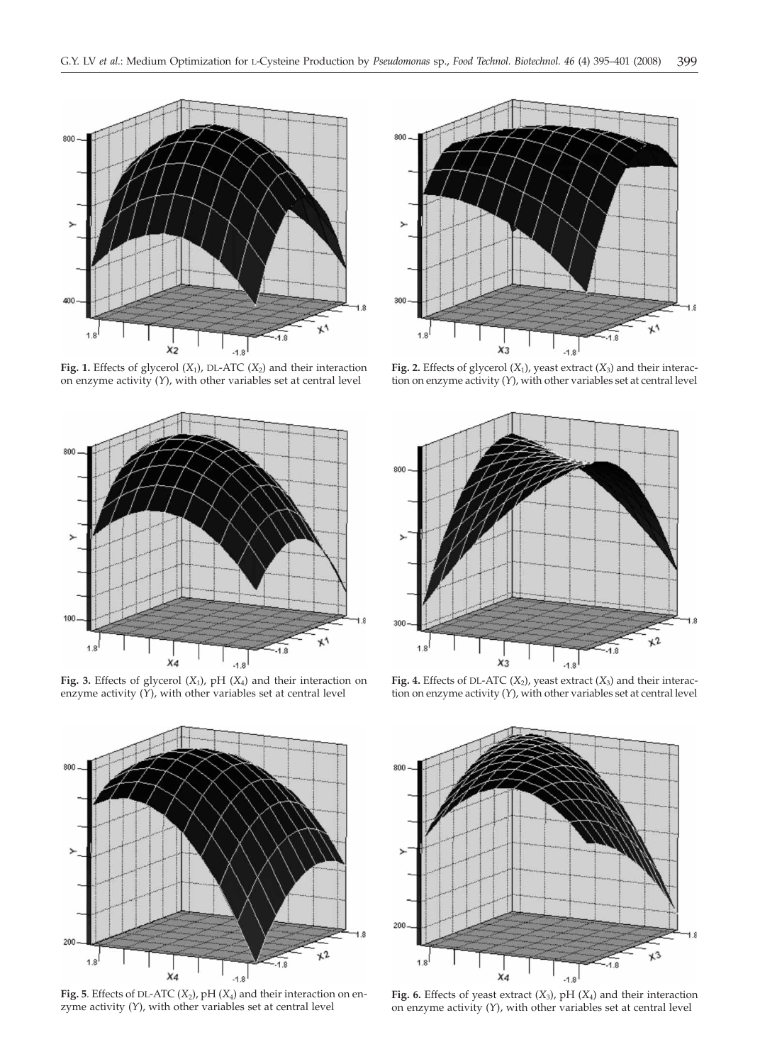**Fig. 1.** Effects of glycerol ($X_1$), DL-ATC ($X_2$) and their interaction on enzyme activity ($Y$), with other variables set at central level

**Fig. 2.** Effects of glycerol ($X_1$), yeast extract ($X_3$) and their interaction on enzyme activity ($Y$), with other variables set at central level

**Fig. 3.** Effects of glycerol ($X_1$), pH ($X_4$) and their interaction on enzyme activity ($Y$), with other variables set at central level

**Fig. 4.** Effects of DL-ATC ($X_2$), yeast extract ($X_3$) and their interaction on enzyme activity ($Y$), with other variables set at central level

**Fig. 5**. Effects of DL-ATC ($X_2$), pH ($X_4$) and their interaction on enzyme activity ($Y$), with other variables set at central level

**Fig. 6.** Effects of yeast extract ($X_3$), pH ($X_4$) and their interaction on enzyme activity ($Y$), with other variables set at central level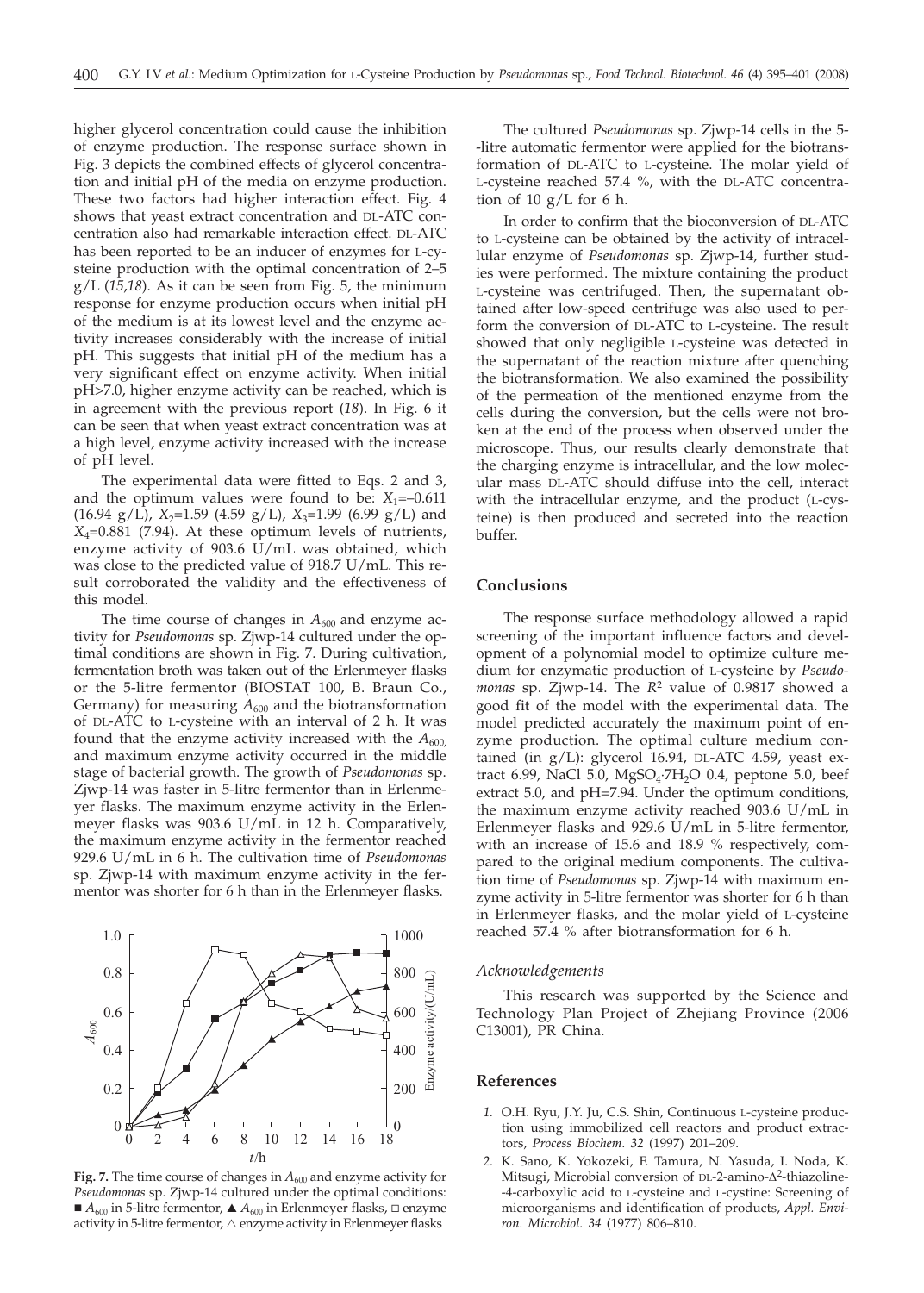higher glycerol concentration could cause the inhibition of enzyme production. The response surface shown in Fig. 3 depicts the combined effects of glycerol concentration and initial pH of the media on enzyme production. These two factors had higher interaction effect. Fig. 4 shows that yeast extract concentration and DL-ATC concentration also had remarkable interaction effect. DL-ATC has been reported to be an inducer of enzymes for L-cysteine production with the optimal concentration of 2–5 g/L (*15,18*). As it can be seen from Fig. 5, the minimum response for enzyme production occurs when initial pH of the medium is at its lowest level and the enzyme activity increases considerably with the increase of initial pH. This suggests that initial pH of the medium has a very significant effect on enzyme activity. When initial pH>7.0, higher enzyme activity can be reached, which is in agreement with the previous report (*18*). In Fig. 6 it can be seen that when yeast extract concentration was at a high level, enzyme activity increased with the increase of pH level.

The experimental data were fitted to Eqs. 2 and 3, and the optimum values were found to be: $X_1$=–0.611 (16.94 g/L), $X_2$=1.59 (4.59 g/L), $X_3$=1.99 (6.99 g/L) and $X_4$=0.881 (7.94). At these optimum levels of nutrients, enzyme activity of 903.6 U/mL was obtained, which was close to the predicted value of 918.7 U/mL. This result corroborated the validity and the effectiveness of this model.

The time course of changes in $A_{600}$ and enzyme activity for *Pseudomonas* sp. Zjwp-14 cultured under the optimal conditions are shown in Fig. 7. During cultivation, fermentation broth was taken out of the Erlenmeyer flasks or the 5-litre fermentor (BIOSTAT 100, B. Braun Co., Germany) for measuring $A_{600}$ and the biotransformation of DL-ATC to L-cysteine with an interval of 2 h. It was found that the enzyme activity increased with the $A_{600}$, and maximum enzyme activity occurred in the middle stage of bacterial growth. The growth of *Pseudomonas* sp. Zjwp-14 was faster in 5-litre fermentor than in Erlenmeyer flasks. The maximum enzyme activity in the Erlenmeyer flasks was 903.6 U/mL in 12 h. Comparatively, the maximum enzyme activity in the fermentor reached 929.6 U/mL in 6 h. The cultivation time of *Pseudomonas* sp. Zjwp-14 with maximum enzyme activity in the fermentor was shorter for 6 h than in the Erlenmeyer flasks.

**Fig. 7.** The time course of changes in $A_{600}$ and enzyme activity for *Pseudomonas* sp. Zjwp-14 cultured under the optimal conditions: ■ $A_{600}$ in 5-litre fermentor, ▲ $A_{600}$ in Erlenmeyer flasks, □ enzyme activity in 5-litre fermentor, △ enzyme activity in Erlenmeyer flasks

The cultured *Pseudomonas* sp. Zjwp-14 cells in the 5-litre automatic fermentor were applied for the biotransformation of DL-ATC to L-cysteine. The molar yield of L-cysteine reached 57.4 %, with the DL-ATC concentration of 10 g/L for 6 h.

In order to confirm that the bioconversion of DL-ATC to L-cysteine can be obtained by the activity of intracellular enzyme of *Pseudomonas* sp. Zjwp-14, further studies were performed. The mixture containing the product L-cysteine was centrifuged. Then, the supernatant obtained after low-speed centrifuge was also used to perform the conversion of DL-ATC to L-cysteine. The result showed that only negligible L-cysteine was detected in the supernatant of the reaction mixture after quenching the biotransformation. We also examined the possibility of the permeation of the mentioned enzyme from the cells during the conversion, but the cells were not broken at the end of the process when observed under the microscope. Thus, our results clearly demonstrate that the charging enzyme is intracellular, and the low molecular mass DL-ATC should diffuse into the cell, interact with the intracellular enzyme, and the product (L-cysteine) is then produced and secreted into the reaction buffer.

## Conclusions

The response surface methodology allowed a rapid screening of the important influence factors and development of a polynomial model to optimize culture medium for enzymatic production of L-cysteine by *Pseudomonas* sp. Zjwp-14. The $R^2$ value of 0.9817 showed a good fit of the model with the experimental data. The model predicted accurately the maximum point of enzyme production. The optimal culture medium contained (in g/L): glycerol 16.94, DL-ATC 4.59, yeast extract 6.99, NaCl 5.0, $MgSO_4 \cdot 7H_2O$ 0.4, peptone 5.0, beef extract 5.0, and pH=7.94. Under the optimum conditions, the maximum enzyme activity reached 903.6 U/mL in Erlenmeyer flasks and 929.6 U/mL in 5-litre fermentor, with an increase of 15.6 and 18.9 % respectively, compared to the original medium components. The cultivation time of *Pseudomonas* sp. Zjwp-14 with maximum enzyme activity in 5-litre fermentor was shorter for 6 h than in Erlenmeyer flasks, and the molar yield of L-cysteine reached 57.4 % after biotransformation for 6 h.

### *Acknowledgements*

This research was supported by the Science and Technology Plan Project of Zhejiang Province (2006 C13001), PR China.

## References

1. O.H. Ryu, J.Y. Ju, C.S. Shin, Continuous L-cysteine production using immobilized cell reactors and product extractors, *Process Biochem. 32* (1997) 201–209.
2. K. Sano, K. Yokozeki, F. Tamura, N. Yasuda, I. Noda, K. Mitsugi, Microbial conversion of DL-2-amino-Δ[2]-thiazoline-4-carboxylic acid to L-cysteine and L-cystine: Screening of microorganisms and identification of products, *Appl. Environ. Microbiol. 34* (1977) 806–810.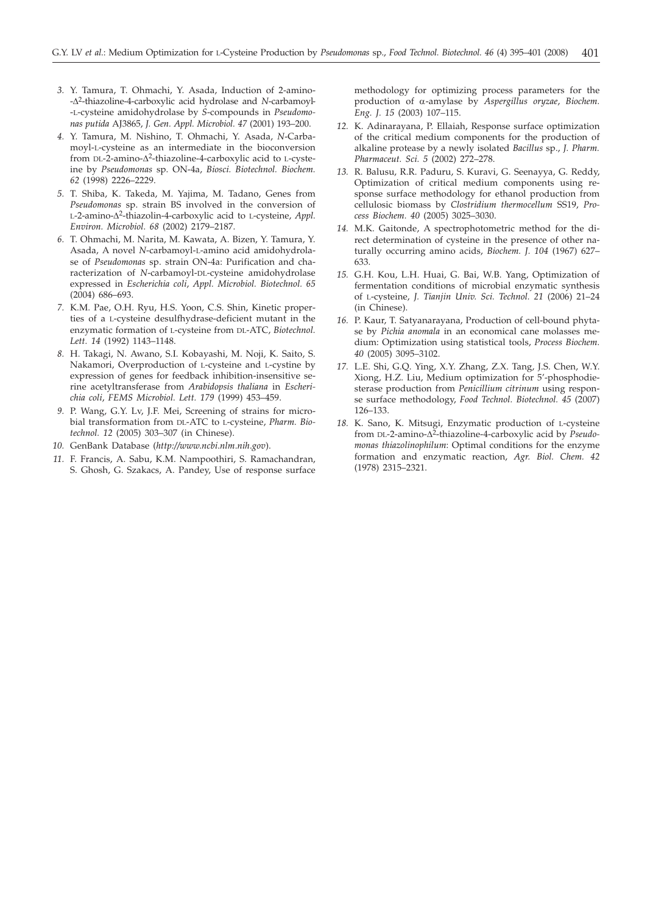3. Y. Tamura, T. Ohmachi, Y. Asada, Induction of 2-amino-$\Delta^2$-thiazoline-4-carboxylic acid hydrolase and *N*-carbamoyl-L-cysteine amidohydrolase by *S*-compounds in *Pseudomonas putida* AJ3865, *J. Gen. Appl. Microbiol. 47* (2001) 193–200.
4. Y. Tamura, M. Nishino, T. Ohmachi, Y. Asada, *N*-Carbamoyl-L-cysteine as an intermediate in the bioconversion from DL-2-amino-$\Delta^2$-thiazoline-4-carboxylic acid to L-cysteine by *Pseudomonas* sp. ON-4a, *Biosci. Biotechnol. Biochem. 62* (1998) 2226–2229.
5. T. Shiba, K. Takeda, M. Yajima, M. Tadano, Genes from *Pseudomonas* sp. strain BS involved in the conversion of L-2-amino-$\Delta^2$-thiazolin-4-carboxylic acid to L-cysteine, *Appl. Environ. Microbiol. 68* (2002) 2179–2187.
6. T. Ohmachi, M. Narita, M. Kawata, A. Bizen, Y. Tamura, Y. Asada, A novel *N*-carbamoyl-L-amino acid amidohydrolase of *Pseudomonas* sp. strain ON-4a: Purification and characterization of *N*-carbamoyl-DL-cysteine amidohydrolase expressed in *Escherichia coli*, *Appl. Microbiol. Biotechnol. 65* (2004) 686–693.
7. K.M. Pae, O.H. Ryu, H.S. Yoon, C.S. Shin, Kinetic properties of a L-cysteine desulfhydrase-deficient mutant in the enzymatic formation of L-cysteine from DL-ATC, *Biotechnol. Lett. 14* (1992) 1143–1148.
8. H. Takagi, N. Awano, S.I. Kobayashi, M. Noji, K. Saito, S. Nakamori, Overproduction of L-cysteine and L-cystine by expression of genes for feedback inhibition-insensitive serine acetyltransferase from *Arabidopsis thaliana* in *Escherichia coli*, *FEMS Microbiol. Lett. 179* (1999) 453–459.
9. P. Wang, G.Y. Lv, J.F. Mei, Screening of strains for microbial transformation from DL-ATC to L-cysteine, *Pharm. Biotechnol. 12* (2005) 303–307 (in Chinese).
10. GenBank Database (*http://www.ncbi.nlm.nih.gov*).
11. F. Francis, A. Sabu, K.M. Nampoothiri, S. Ramachandran, S. Ghosh, G. Szakacs, A. Pandey, Use of response surface methodology for optimizing process parameters for the production of α-amylase by *Aspergillus oryzae*, *Biochem. Eng. J. 15* (2003) 107–115.
12. K. Adinarayana, P. Ellaiah, Response surface optimization of the critical medium components for the production of alkaline protease by a newly isolated *Bacillus* sp., *J. Pharm. Pharmaceut. Sci. 5* (2002) 272–278.
13. R. Balusu, R.R. Paduru, S. Kuravi, G. Seenayya, G. Reddy, Optimization of critical medium components using response surface methodology for ethanol production from cellulosic biomass by *Clostridium thermocellum* SS19, *Process Biochem. 40* (2005) 3025–3030.
14. M.K. Gaitonde, A spectrophotometric method for the direct determination of cysteine in the presence of other naturally occurring amino acids, *Biochem. J. 104* (1967) 627–633.
15. G.H. Kou, L.H. Huai, G. Bai, W.B. Yang, Optimization of fermentation conditions of microbial enzymatic synthesis of L-cysteine, *J. Tianjin Univ. Sci. Technol. 21* (2006) 21–24 (in Chinese).
16. P. Kaur, T. Satyanarayana, Production of cell-bound phytase by *Pichia anomala* in an economical cane molasses medium: Optimization using statistical tools, *Process Biochem. 40* (2005) 3095–3102.
17. L.E. Shi, G.Q. Ying, X.Y. Zhang, Z.X. Tang, J.S. Chen, W.Y. Xiong, H.Z. Liu, Medium optimization for 5′-phosphodiesterase production from *Penicillium citrinum* using response surface methodology, *Food Technol. Biotechnol. 45* (2007) 126–133.
18. K. Sano, K. Mitsugi, Enzymatic production of L-cysteine from DL-2-amino-$\Delta^2$-thiazoline-4-carboxylic acid by *Pseudomonas thiazolinophilum*: Optimal conditions for the enzyme formation and enzymatic reaction, *Agr. Biol. Chem. 42* (1978) 2315–2321.